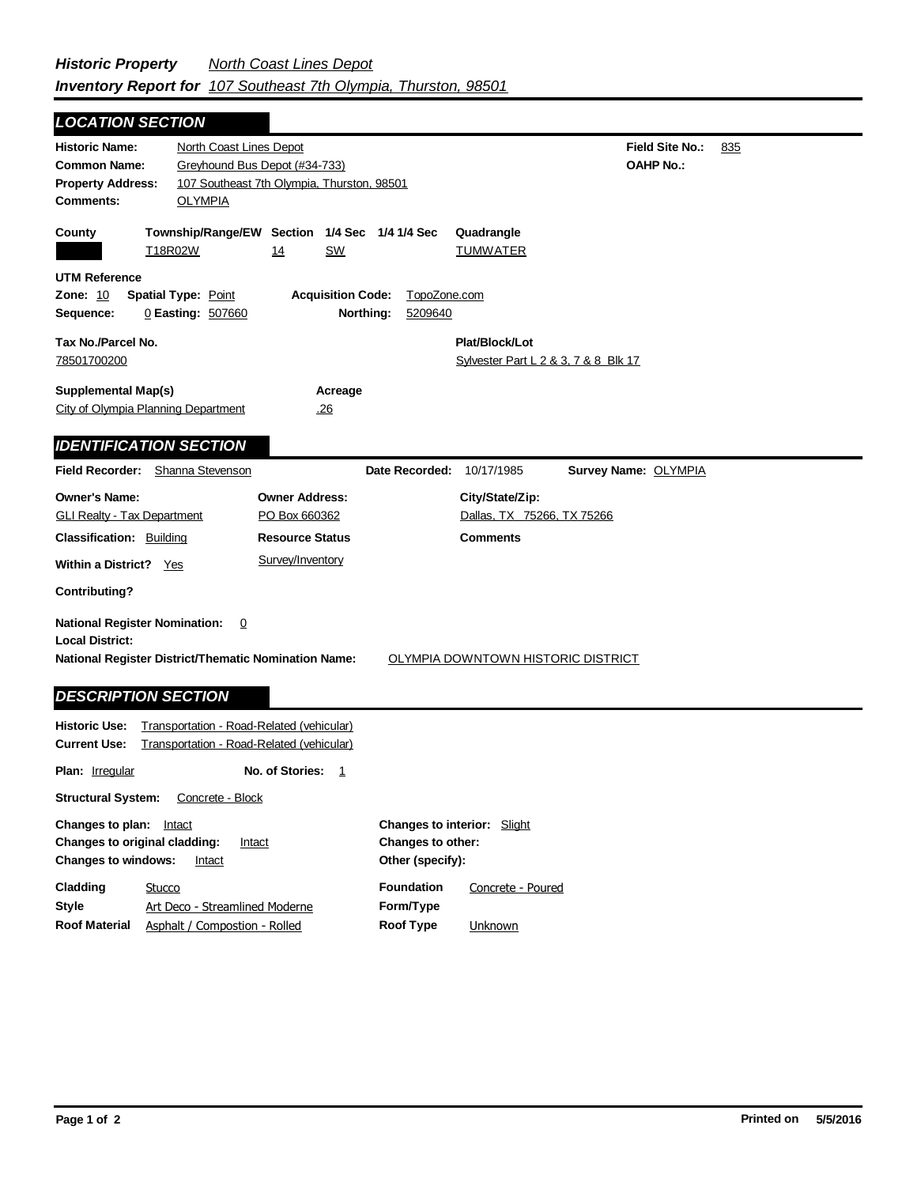## Historic Property Inventory Report for

*North Coast Lines Depot*

*107 Southeast 7th Olympia, Thurston, 98501*

## LOCATION SECTION

**Historic Name:** North Coast Lines Depot
**Field Site No.:** 835
**Common Name:** Greyhound Bus Depot (#34-733)
**OAHP No.:**
**Property Address:** 107 Southeast 7th Olympia, Thurston, 98501
**Comments:** OLYMPIA

| County | Township/Range/EW | Section | 1/4 Sec | 1/4 1/4 Sec | Quadrangle |
|---|---|---|---|---|---|
| | T18R02W | 14 | SW | | TUMWATER |

**UTM Reference**
**Zone:** 10 **Spatial Type:** Point **Acquisition Code:** TopoZone.com
**Sequence:** 0 **Easting:** 507660 **Northing:** 5209640

**Tax No./Parcel No.**
78501700200

**Plat/Block/Lot**
Sylvester Part L 2 & 3, 7 & 8 Blk 17

**Supplemental Map(s)**
City of Olympia Planning Department

**Acreage**
.26

## IDENTIFICATION SECTION

**Field Recorder:** Shanna Stevenson **Date Recorded:** 10/17/1985 **Survey Name:** OLYMPIA

| Owner's Name: | Owner Address: | City/State/Zip: |
|---|---|---|
| GLI Realty - Tax Department | PO Box 660362 | Dallas, TX 75266, TX 75266 |

**Classification:** Building
**Resource Status:** Survey/Inventory
**Comments**

**Within a District?** Yes

**Contributing?**

**National Register Nomination:** 0
**Local District:**
**National Register District/Thematic Nomination Name:** OLYMPIA DOWNTOWN HISTORIC DISTRICT

## DESCRIPTION SECTION

**Historic Use:** Transportation - Road-Related (vehicular)
**Current Use:** Transportation - Road-Related (vehicular)

**Plan:** Irregular **No. of Stories:** 1

**Structural System:** Concrete - Block

**Changes to plan:** Intact
**Changes to original cladding:** Intact
**Changes to windows:** Intact
**Changes to interior:** Slight
**Changes to other:**
**Other (specify):**

**Cladding:** Stucco
**Style:** Art Deco - Streamlined Moderne
**Roof Material:** Asphalt / Compostion - Rolled
**Foundation:** Concrete - Poured
**Form/Type:**
**Roof Type:** Unknown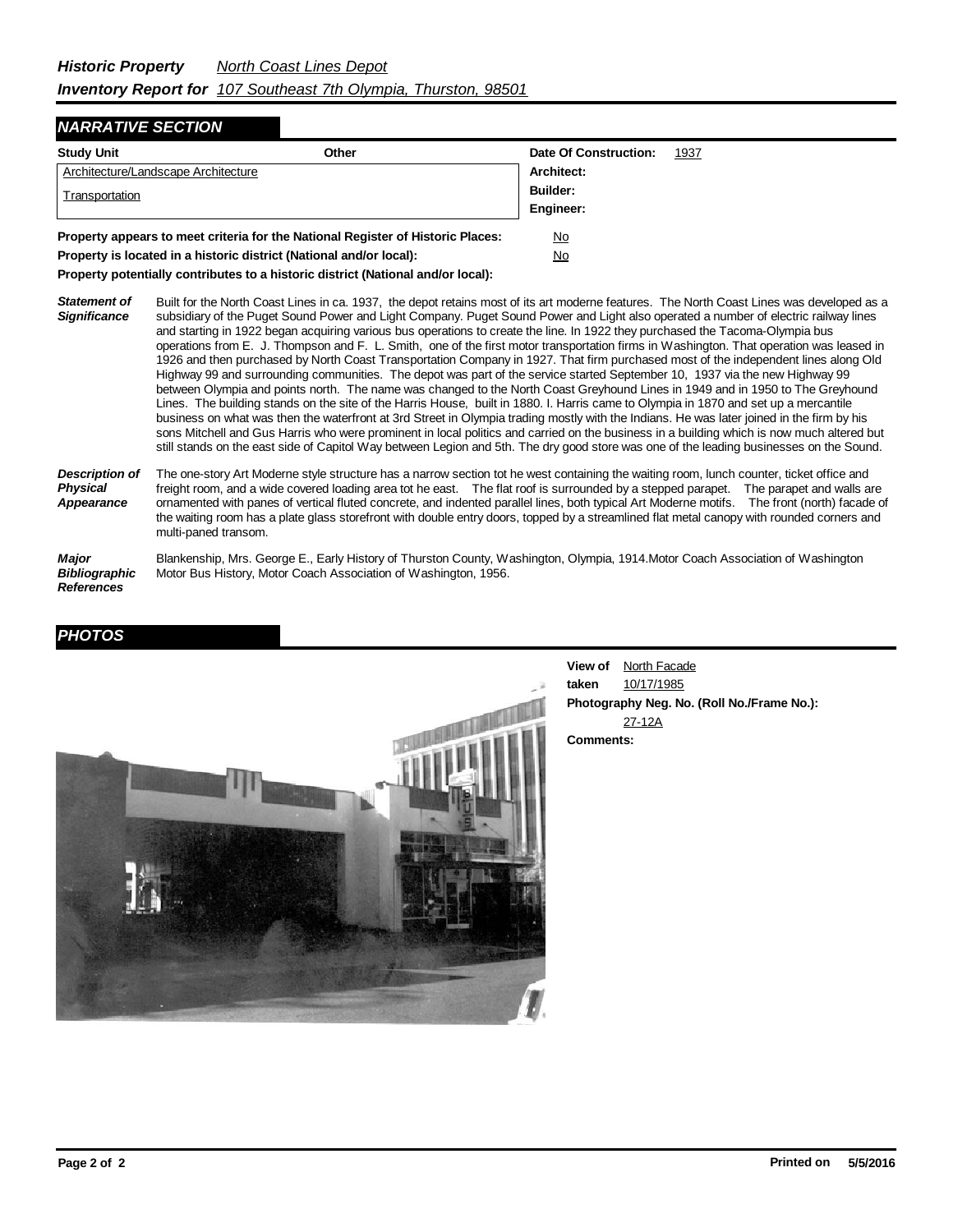**Historic Property** *North Coast Lines Depot*
**Inventory Report for** *107 Southeast 7th Olympia, Thurston, 98501*

## NARRATIVE SECTION

| Study Unit | Other | | |
|---|---|---|---|
| Architecture/Landscape Architecture | | Date Of Construction: | 1937 |
| Transportation | | Architect: | |
| | | Builder: | |
| | | Engineer: | |

**Property appears to meet criteria for the National Register of Historic Places:** No

**Property is located in a historic district (National and/or local):** No

**Property potentially contributes to a historic district (National and/or local):**

***Statement of Significance***

Built for the North Coast Lines in ca. 1937, the depot retains most of its art moderne features. The North Coast Lines was developed as a subsidiary of the Puget Sound Power and Light Company. Puget Sound Power and Light also operated a number of electric railway lines and starting in 1922 began acquiring various bus operations to create the line. In 1922 they purchased the Tacoma-Olympia bus operations from E. J. Thompson and F. L. Smith, one of the first motor transportation firms in Washington. That operation was leased in 1926 and then purchased by North Coast Transportation Company in 1927. That firm purchased most of the independent lines along Old Highway 99 and surrounding communities. The depot was part of the service started September 10, 1937 via the new Highway 99 between Olympia and points north. The name was changed to the North Coast Greyhound Lines in 1949 and in 1950 to The Greyhound Lines. The building stands on the site of the Harris House, built in 1880. I. Harris came to Olympia in 1870 and set up a mercantile business on what was then the waterfront at 3rd Street in Olympia trading mostly with the Indians. He was later joined in the firm by his sons Mitchell and Gus Harris who were prominent in local politics and carried on the business in a building which is now much altered but still stands on the east side of Capitol Way between Legion and 5th. The dry good store was one of the leading businesses on the Sound.

***Description of Physical Appearance***

The one-story Art Moderne style structure has a narrow section tot he west containing the waiting room, lunch counter, ticket office and freight room, and a wide covered loading area tot he east. The flat roof is surrounded by a stepped parapet. The parapet and walls are ornamented with panes of vertical fluted concrete, and indented parallel lines, both typical Art Moderne motifs. The front (north) facade of the waiting room has a plate glass storefront with double entry doors, topped by a streamlined flat metal canopy with rounded corners and multi-paned transom.

***Major Bibliographic References***

Blankenship, Mrs. George E., Early History of Thurston County, Washington, Olympia, 1914.Motor Coach Association of Washington Motor Bus History, Motor Coach Association of Washington, 1956.

## PHOTOS

**View of** North Facade
**taken** 10/17/1985
**Photography Neg. No. (Roll No./Frame No.):** 27-12A
**Comments:**